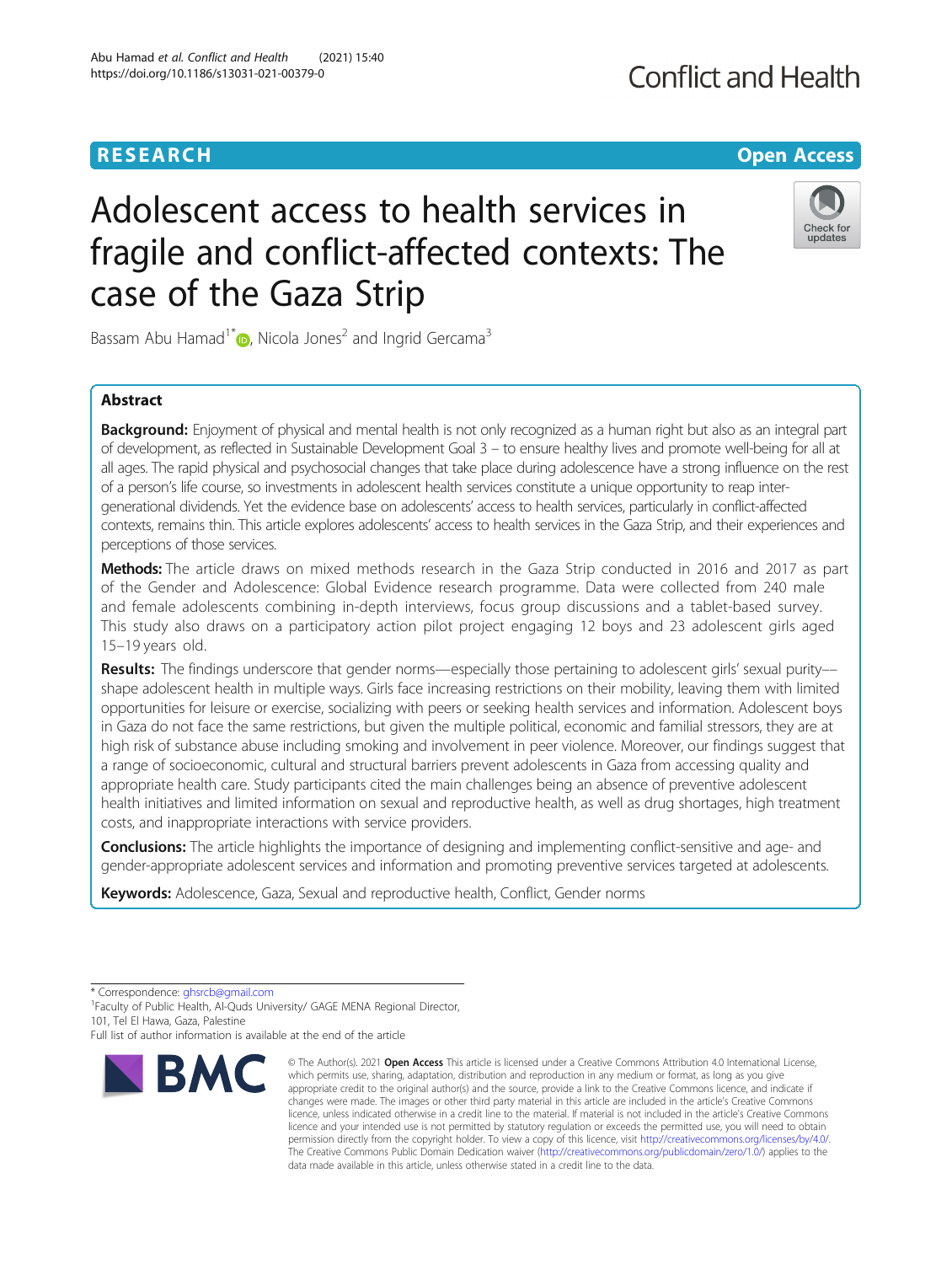RESEARCH

Open Access

# Adolescent access to health services in fragile and conflict-affected contexts: The case of the Gaza Strip

Bassam Abu Hamad[1*], Nicola Jones[2] and Ingrid Gercama[3]

## Abstract

**Background:** Enjoyment of physical and mental health is not only recognized as a human right but also as an integral part of development, as reflected in Sustainable Development Goal 3 – to ensure healthy lives and promote well-being for all at all ages. The rapid physical and psychosocial changes that take place during adolescence have a strong influence on the rest of a person's life course, so investments in adolescent health services constitute a unique opportunity to reap inter-generational dividends. Yet the evidence base on adolescents' access to health services, particularly in conflict-affected contexts, remains thin. This article explores adolescents' access to health services in the Gaza Strip, and their experiences and perceptions of those services.

**Methods:** The article draws on mixed methods research in the Gaza Strip conducted in 2016 and 2017 as part of the Gender and Adolescence: Global Evidence research programme. Data were collected from 240 male and female adolescents combining in-depth interviews, focus group discussions and a tablet-based survey. This study also draws on a participatory action pilot project engaging 12 boys and 23 adolescent girls aged 15–19 years old.

**Results:** The findings underscore that gender norms—especially those pertaining to adolescent girls' sexual purity—shape adolescent health in multiple ways. Girls face increasing restrictions on their mobility, leaving them with limited opportunities for leisure or exercise, socializing with peers or seeking health services and information. Adolescent boys in Gaza do not face the same restrictions, but given the multiple political, economic and familial stressors, they are at high risk of substance abuse including smoking and involvement in peer violence. Moreover, our findings suggest that a range of socioeconomic, cultural and structural barriers prevent adolescents in Gaza from accessing quality and appropriate health care. Study participants cited the main challenges being an absence of preventive adolescent health initiatives and limited information on sexual and reproductive health, as well as drug shortages, high treatment costs, and inappropriate interactions with service providers.

**Conclusions:** The article highlights the importance of designing and implementing conflict-sensitive and age- and gender-appropriate adolescent services and information and promoting preventive services targeted at adolescents.

**Keywords:** Adolescence, Gaza, Sexual and reproductive health, Conflict, Gender norms

---

* Correspondence: ghsrcb@gmail.com
[1]Faculty of Public Health, Al-Quds University/ GAGE MENA Regional Director, 101, Tel El Hawa, Gaza, Palestine
Full list of author information is available at the end of the article

© The Author(s). 2021 **Open Access** This article is licensed under a Creative Commons Attribution 4.0 International License, which permits use, sharing, adaptation, distribution and reproduction in any medium or format, as long as you give appropriate credit to the original author(s) and the source, provide a link to the Creative Commons licence, and indicate if changes were made. The images or other third party material in this article are included in the article's Creative Commons licence, unless indicated otherwise in a credit line to the material. If material is not included in the article's Creative Commons licence and your intended use is not permitted by statutory regulation or exceeds the permitted use, you will need to obtain permission directly from the copyright holder. To view a copy of this licence, visit http://creativecommons.org/licenses/by/4.0/. The Creative Commons Public Domain Dedication waiver (http://creativecommons.org/publicdomain/zero/1.0/) applies to the data made available in this article, unless otherwise stated in a credit line to the data.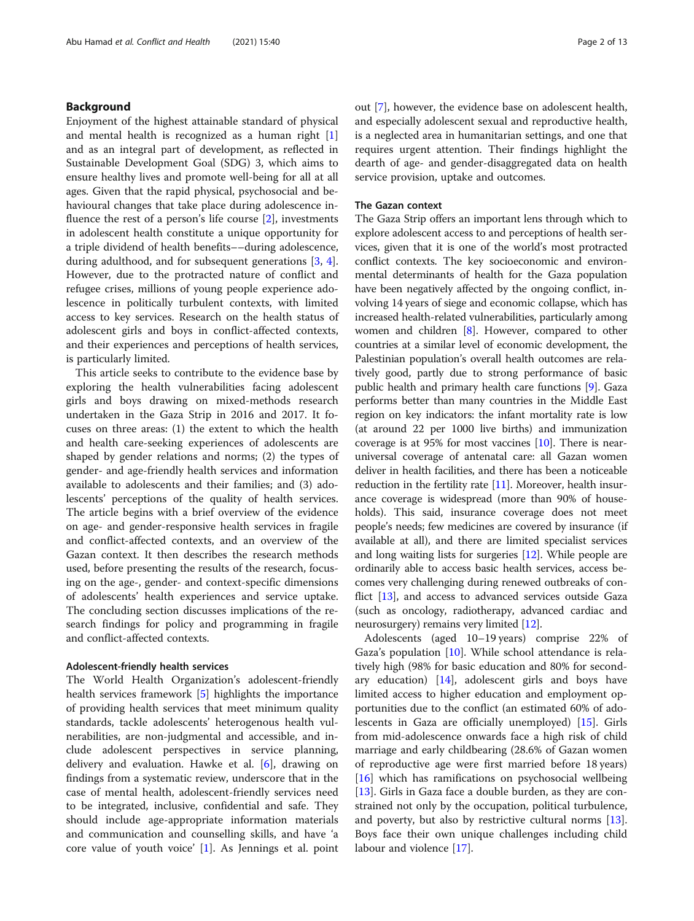## Background

Enjoyment of the highest attainable standard of physical and mental health is recognized as a human right [1] and as an integral part of development, as reflected in Sustainable Development Goal (SDG) 3, which aims to ensure healthy lives and promote well-being for all at all ages. Given that the rapid physical, psychosocial and behavioural changes that take place during adolescence influence the rest of a person's life course [2], investments in adolescent health constitute a unique opportunity for a triple dividend of health benefits––during adolescence, during adulthood, and for subsequent generations [3, 4]. However, due to the protracted nature of conflict and refugee crises, millions of young people experience adolescence in politically turbulent contexts, with limited access to key services. Research on the health status of adolescent girls and boys in conflict-affected contexts, and their experiences and perceptions of health services, is particularly limited.

This article seeks to contribute to the evidence base by exploring the health vulnerabilities facing adolescent girls and boys drawing on mixed-methods research undertaken in the Gaza Strip in 2016 and 2017. It focuses on three areas: (1) the extent to which the health and health care-seeking experiences of adolescents are shaped by gender relations and norms; (2) the types of gender- and age-friendly health services and information available to adolescents and their families; and (3) adolescents' perceptions of the quality of health services. The article begins with a brief overview of the evidence on age- and gender-responsive health services in fragile and conflict-affected contexts, and an overview of the Gazan context. It then describes the research methods used, before presenting the results of the research, focusing on the age-, gender- and context-specific dimensions of adolescents' health experiences and service uptake. The concluding section discusses implications of the research findings for policy and programming in fragile and conflict-affected contexts.

### Adolescent-friendly health services

The World Health Organization's adolescent-friendly health services framework [5] highlights the importance of providing health services that meet minimum quality standards, tackle adolescents' heterogenous health vulnerabilities, are non-judgmental and accessible, and include adolescent perspectives in service planning, delivery and evaluation. Hawke et al. [6], drawing on findings from a systematic review, underscore that in the case of mental health, adolescent-friendly services need to be integrated, inclusive, confidential and safe. They should include age-appropriate information materials and communication and counselling skills, and have 'a core value of youth voice' [1]. As Jennings et al. point out [7], however, the evidence base on adolescent health, and especially adolescent sexual and reproductive health, is a neglected area in humanitarian settings, and one that requires urgent attention. Their findings highlight the dearth of age- and gender-disaggregated data on health service provision, uptake and outcomes.

### The Gazan context

The Gaza Strip offers an important lens through which to explore adolescent access to and perceptions of health services, given that it is one of the world's most protracted conflict contexts. The key socioeconomic and environmental determinants of health for the Gaza population have been negatively affected by the ongoing conflict, involving 14 years of siege and economic collapse, which has increased health-related vulnerabilities, particularly among women and children [8]. However, compared to other countries at a similar level of economic development, the Palestinian population's overall health outcomes are relatively good, partly due to strong performance of basic public health and primary health care functions [9]. Gaza performs better than many countries in the Middle East region on key indicators: the infant mortality rate is low (at around 22 per 1000 live births) and immunization coverage is at 95% for most vaccines [10]. There is near-universal coverage of antenatal care: all Gazan women deliver in health facilities, and there has been a noticeable reduction in the fertility rate [11]. Moreover, health insurance coverage is widespread (more than 90% of households). This said, insurance coverage does not meet people's needs; few medicines are covered by insurance (if available at all), and there are limited specialist services and long waiting lists for surgeries [12]. While people are ordinarily able to access basic health services, access becomes very challenging during renewed outbreaks of conflict [13], and access to advanced services outside Gaza (such as oncology, radiotherapy, advanced cardiac and neurosurgery) remains very limited [12].

Adolescents (aged 10–19 years) comprise 22% of Gaza's population [10]. While school attendance is relatively high (98% for basic education and 80% for secondary education) [14], adolescent girls and boys have limited access to higher education and employment opportunities due to the conflict (an estimated 60% of adolescents in Gaza are officially unemployed) [15]. Girls from mid-adolescence onwards face a high risk of child marriage and early childbearing (28.6% of Gazan women of reproductive age were first married before 18 years) [16] which has ramifications on psychosocial wellbeing [13]. Girls in Gaza face a double burden, as they are constrained not only by the occupation, political turbulence, and poverty, but also by restrictive cultural norms [13]. Boys face their own unique challenges including child labour and violence [17].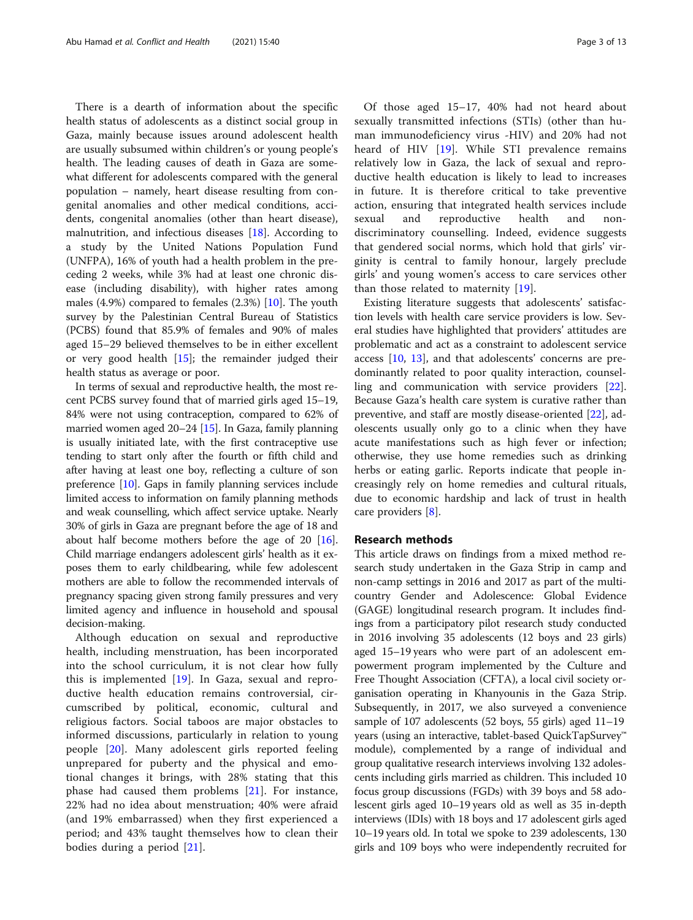There is a dearth of information about the specific health status of adolescents as a distinct social group in Gaza, mainly because issues around adolescent health are usually subsumed within children's or young people's health. The leading causes of death in Gaza are somewhat different for adolescents compared with the general population – namely, heart disease resulting from congenital anomalies and other medical conditions, accidents, congenital anomalies (other than heart disease), malnutrition, and infectious diseases [18]. According to a study by the United Nations Population Fund (UNFPA), 16% of youth had a health problem in the preceding 2 weeks, while 3% had at least one chronic disease (including disability), with higher rates among males (4.9%) compared to females (2.3%) [10]. The youth survey by the Palestinian Central Bureau of Statistics (PCBS) found that 85.9% of females and 90% of males aged 15–29 believed themselves to be in either excellent or very good health [15]; the remainder judged their health status as average or poor.

In terms of sexual and reproductive health, the most recent PCBS survey found that of married girls aged 15–19, 84% were not using contraception, compared to 62% of married women aged 20–24 [15]. In Gaza, family planning is usually initiated late, with the first contraceptive use tending to start only after the fourth or fifth child and after having at least one boy, reflecting a culture of son preference [10]. Gaps in family planning services include limited access to information on family planning methods and weak counselling, which affect service uptake. Nearly 30% of girls in Gaza are pregnant before the age of 18 and about half become mothers before the age of 20 [16]. Child marriage endangers adolescent girls' health as it exposes them to early childbearing, while few adolescent mothers are able to follow the recommended intervals of pregnancy spacing given strong family pressures and very limited agency and influence in household and spousal decision-making.

Although education on sexual and reproductive health, including menstruation, has been incorporated into the school curriculum, it is not clear how fully this is implemented [19]. In Gaza, sexual and reproductive health education remains controversial, circumscribed by political, economic, cultural and religious factors. Social taboos are major obstacles to informed discussions, particularly in relation to young people [20]. Many adolescent girls reported feeling unprepared for puberty and the physical and emotional changes it brings, with 28% stating that this phase had caused them problems [21]. For instance, 22% had no idea about menstruation; 40% were afraid (and 19% embarrassed) when they first experienced a period; and 43% taught themselves how to clean their bodies during a period [21].

Of those aged 15–17, 40% had not heard about sexually transmitted infections (STIs) (other than human immunodeficiency virus -HIV) and 20% had not heard of HIV [19]. While STI prevalence remains relatively low in Gaza, the lack of sexual and reproductive health education is likely to lead to increases in future. It is therefore critical to take preventive action, ensuring that integrated health services include sexual and reproductive health and non-discriminatory counselling. Indeed, evidence suggests that gendered social norms, which hold that girls' virginity is central to family honour, largely preclude girls' and young women's access to care services other than those related to maternity [19].

Existing literature suggests that adolescents' satisfaction levels with health care service providers is low. Several studies have highlighted that providers' attitudes are problematic and act as a constraint to adolescent service access [10, 13], and that adolescents' concerns are predominantly related to poor quality interaction, counselling and communication with service providers [22]. Because Gaza's health care system is curative rather than preventive, and staff are mostly disease-oriented [22], adolescents usually only go to a clinic when they have acute manifestations such as high fever or infection; otherwise, they use home remedies such as drinking herbs or eating garlic. Reports indicate that people increasingly rely on home remedies and cultural rituals, due to economic hardship and lack of trust in health care providers [8].

## Research methods

This article draws on findings from a mixed method research study undertaken in the Gaza Strip in camp and non-camp settings in 2016 and 2017 as part of the multi-country Gender and Adolescence: Global Evidence (GAGE) longitudinal research program. It includes findings from a participatory pilot research study conducted in 2016 involving 35 adolescents (12 boys and 23 girls) aged 15–19 years who were part of an adolescent empowerment program implemented by the Culture and Free Thought Association (CFTA), a local civil society organisation operating in Khanyounis in the Gaza Strip. Subsequently, in 2017, we also surveyed a convenience sample of 107 adolescents (52 boys, 55 girls) aged 11–19 years (using an interactive, tablet-based QuickTapSurvey™ module), complemented by a range of individual and group qualitative research interviews involving 132 adolescents including girls married as children. This included 10 focus group discussions (FGDs) with 39 boys and 58 adolescent girls aged 10–19 years old as well as 35 in-depth interviews (IDIs) with 18 boys and 17 adolescent girls aged 10–19 years old. In total we spoke to 239 adolescents, 130 girls and 109 boys who were independently recruited for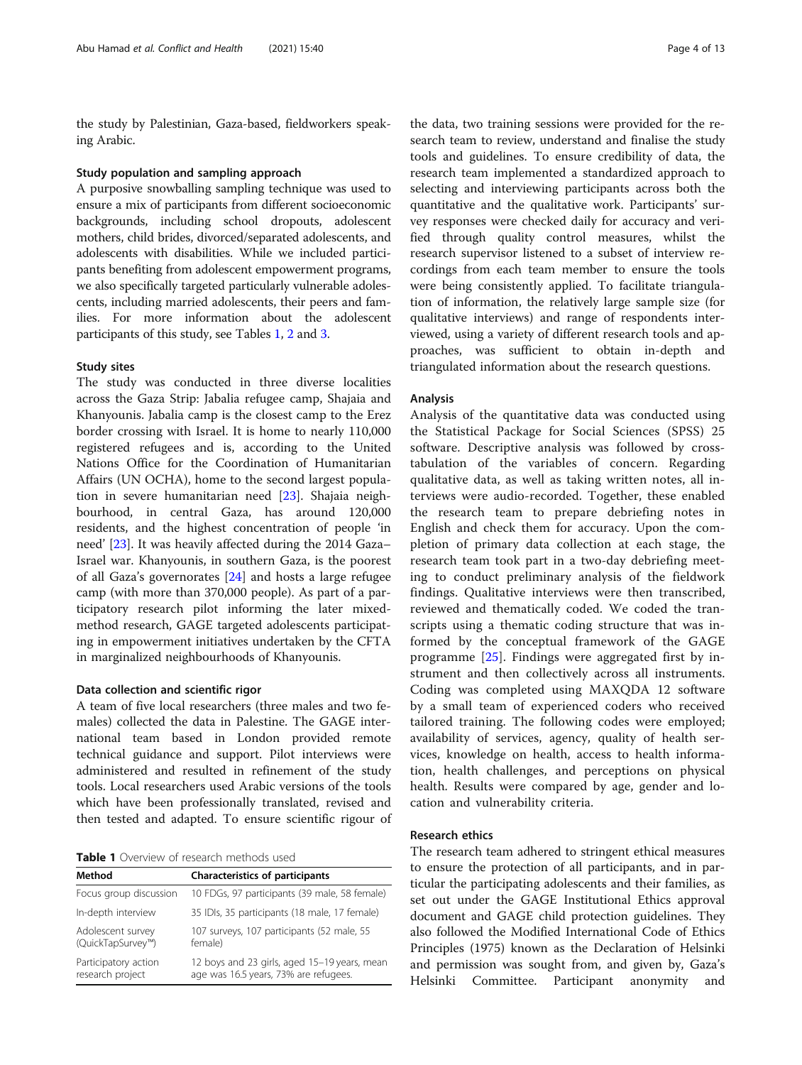the study by Palestinian, Gaza-based, fieldworkers speaking Arabic.

### Study population and sampling approach

A purposive snowballing sampling technique was used to ensure a mix of participants from different socioeconomic backgrounds, including school dropouts, adolescent mothers, child brides, divorced/separated adolescents, and adolescents with disabilities. While we included participants benefiting from adolescent empowerment programs, we also specifically targeted particularly vulnerable adolescents, including married adolescents, their peers and families. For more information about the adolescent participants of this study, see Tables 1, 2 and 3.

### Study sites

The study was conducted in three diverse localities across the Gaza Strip: Jabalia refugee camp, Shajaia and Khanyounis. Jabalia camp is the closest camp to the Erez border crossing with Israel. It is home to nearly 110,000 registered refugees and is, according to the United Nations Office for the Coordination of Humanitarian Affairs (UN OCHA), home to the second largest population in severe humanitarian need [23]. Shajaia neighbourhood, in central Gaza, has around 120,000 residents, and the highest concentration of people 'in need' [23]. It was heavily affected during the 2014 Gaza–Israel war. Khanyounis, in southern Gaza, is the poorest of all Gaza's governorates [24] and hosts a large refugee camp (with more than 370,000 people). As part of a participatory research pilot informing the later mixed-method research, GAGE targeted adolescents participating in empowerment initiatives undertaken by the CFTA in marginalized neighbourhoods of Khanyounis.

### Data collection and scientific rigor

A team of five local researchers (three males and two females) collected the data in Palestine. The GAGE international team based in London provided remote technical guidance and support. Pilot interviews were administered and resulted in refinement of the study tools. Local researchers used Arabic versions of the tools which have been professionally translated, revised and then tested and adapted. To ensure scientific rigour of the data, two training sessions were provided for the research team to review, understand and finalise the study tools and guidelines. To ensure credibility of data, the research team implemented a standardized approach to selecting and interviewing participants across both the quantitative and the qualitative work. Participants' survey responses were checked daily for accuracy and verified through quality control measures, whilst the research supervisor listened to a subset of interview recordings from each team member to ensure the tools were being consistently applied. To facilitate triangulation of information, the relatively large sample size (for qualitative interviews) and range of respondents interviewed, using a variety of different research tools and approaches, was sufficient to obtain in-depth and triangulated information about the research questions.

**Table 1** Overview of research methods used

| Method | Characteristics of participants |
|---|---|
| Focus group discussion | 10 FDGs, 97 participants (39 male, 58 female) |
| In-depth interview | 35 IDIs, 35 participants (18 male, 17 female) |
| Adolescent survey (QuickTapSurvey™) | 107 surveys, 107 participants (52 male, 55 female) |
| Participatory action research project | 12 boys and 23 girls, aged 15–19 years, mean age was 16.5 years, 73% are refugees. |

### Analysis

Analysis of the quantitative data was conducted using the Statistical Package for Social Sciences (SPSS) 25 software. Descriptive analysis was followed by cross-tabulation of the variables of concern. Regarding qualitative data, as well as taking written notes, all interviews were audio-recorded. Together, these enabled the research team to prepare debriefing notes in English and check them for accuracy. Upon the completion of primary data collection at each stage, the research team took part in a two-day debriefing meeting to conduct preliminary analysis of the fieldwork findings. Qualitative interviews were then transcribed, reviewed and thematically coded. We coded the transcripts using a thematic coding structure that was informed by the conceptual framework of the GAGE programme [25]. Findings were aggregated first by instrument and then collectively across all instruments. Coding was completed using MAXQDA 12 software by a small team of experienced coders who received tailored training. The following codes were employed; availability of services, agency, quality of health services, knowledge on health, access to health information, health challenges, and perceptions on physical health. Results were compared by age, gender and location and vulnerability criteria.

### Research ethics

The research team adhered to stringent ethical measures to ensure the protection of all participants, and in particular the participating adolescents and their families, as set out under the GAGE Institutional Ethics approval document and GAGE child protection guidelines. They also followed the Modified International Code of Ethics Principles (1975) known as the Declaration of Helsinki and permission was sought from, and given by, Gaza's Helsinki Committee. Participant anonymity and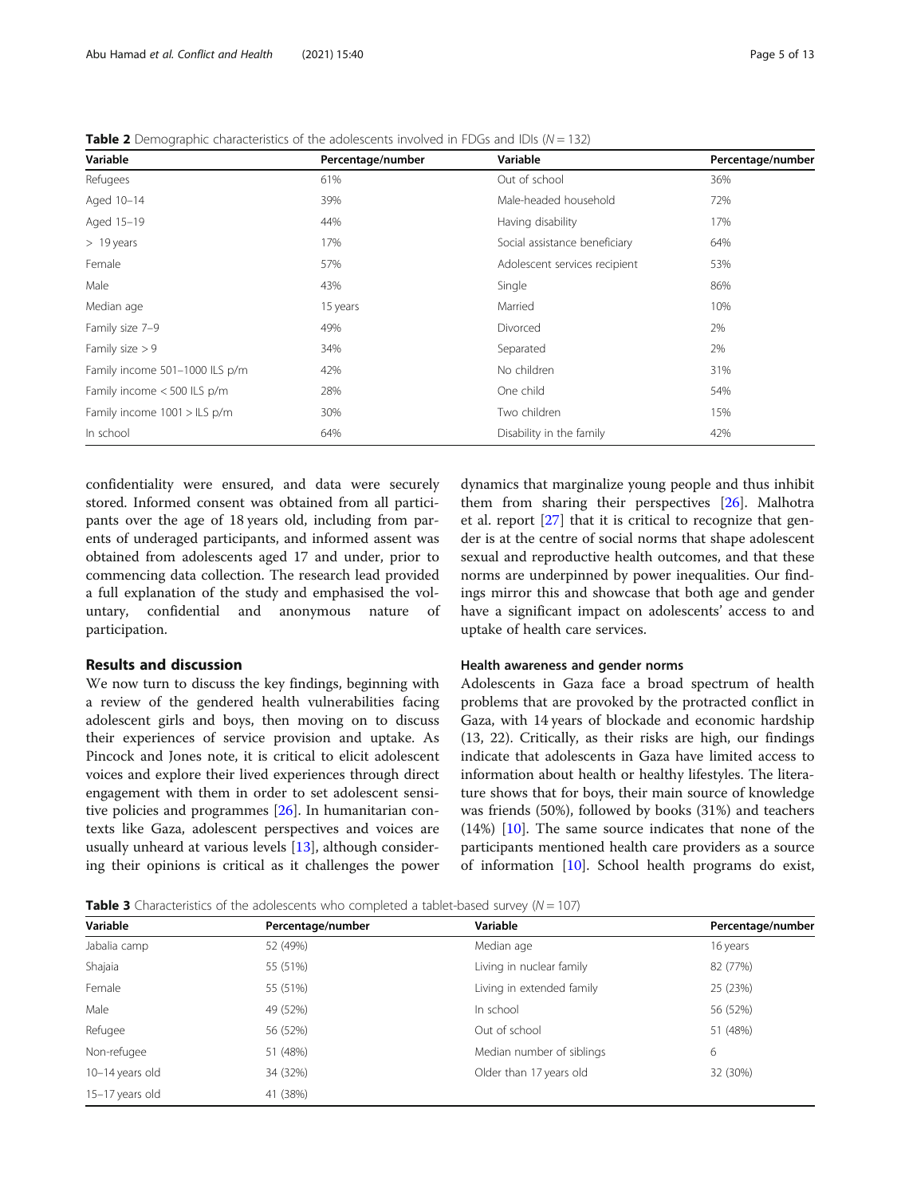**Table 2** Demographic characteristics of the adolescents involved in FDGs and IDIs ($N = 132$)

| Variable | Percentage/number | Variable | Percentage/number |
|---|---|---|---|
| Refugees | 61% | Out of school | 36% |
| Aged 10–14 | 39% | Male-headed household | 72% |
| Aged 15–19 | 44% | Having disability | 17% |
| > 19 years | 17% | Social assistance beneficiary | 64% |
| Female | 57% | Adolescent services recipient | 53% |
| Male | 43% | Single | 86% |
| Median age | 15 years | Married | 10% |
| Family size 7–9 | 49% | Divorced | 2% |
| Family size > 9 | 34% | Separated | 2% |
| Family income 501–1000 ILS p/m | 42% | No children | 31% |
| Family income < 500 ILS p/m | 28% | One child | 54% |
| Family income 1001 > ILS p/m | 30% | Two children | 15% |
| In school | 64% | Disability in the family | 42% |

confidentiality were ensured, and data were securely stored. Informed consent was obtained from all participants over the age of 18 years old, including from parents of underaged participants, and informed assent was obtained from adolescents aged 17 and under, prior to commencing data collection. The research lead provided a full explanation of the study and emphasised the voluntary, confidential and anonymous nature of participation.

## Results and discussion

We now turn to discuss the key findings, beginning with a review of the gendered health vulnerabilities facing adolescent girls and boys, then moving on to discuss their experiences of service provision and uptake. As Pincock and Jones note, it is critical to elicit adolescent voices and explore their lived experiences through direct engagement with them in order to set adolescent sensitive policies and programmes [26]. In humanitarian contexts like Gaza, adolescent perspectives and voices are usually unheard at various levels [13], although considering their opinions is critical as it challenges the power dynamics that marginalize young people and thus inhibit them from sharing their perspectives [26]. Malhotra et al. report [27] that it is critical to recognize that gender is at the centre of social norms that shape adolescent sexual and reproductive health outcomes, and that these norms are underpinned by power inequalities. Our findings mirror this and showcase that both age and gender have a significant impact on adolescents' access to and uptake of health care services.

### Health awareness and gender norms

Adolescents in Gaza face a broad spectrum of health problems that are provoked by the protracted conflict in Gaza, with 14 years of blockade and economic hardship (13, 22). Critically, as their risks are high, our findings indicate that adolescents in Gaza have limited access to information about health or healthy lifestyles. The literature shows that for boys, their main source of knowledge was friends (50%), followed by books (31%) and teachers (14%) [10]. The same source indicates that none of the participants mentioned health care providers as a source of information [10]. School health programs do exist,

**Table 3** Characteristics of the adolescents who completed a tablet-based survey ($N = 107$)

| Variable | Percentage/number | Variable | Percentage/number |
|---|---|---|---|
| Jabalia camp | 52 (49%) | Median age | 16 years |
| Shajaia | 55 (51%) | Living in nuclear family | 82 (77%) |
| Female | 55 (51%) | Living in extended family | 25 (23%) |
| Male | 49 (52%) | In school | 56 (52%) |
| Refugee | 56 (52%) | Out of school | 51 (48%) |
| Non-refugee | 51 (48%) | Median number of siblings | 6 |
| 10–14 years old | 34 (32%) | Older than 17 years old | 32 (30%) |
| 15–17 years old | 41 (38%) | | |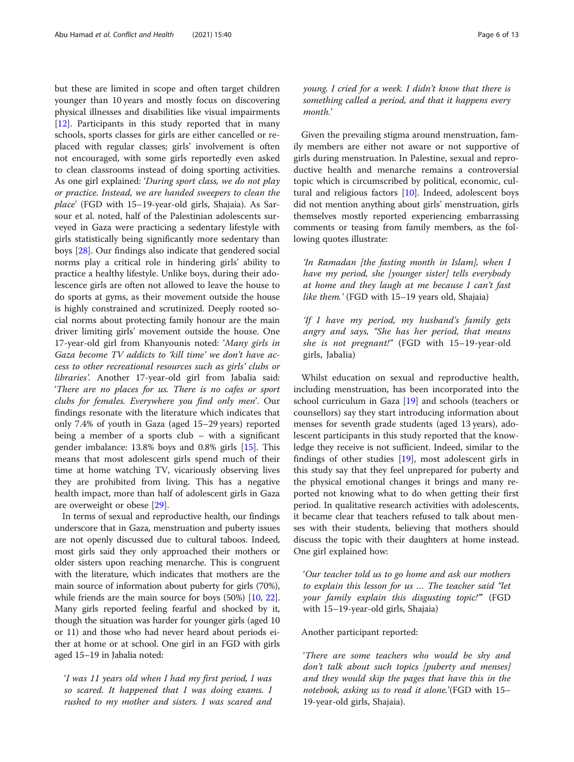but these are limited in scope and often target children younger than 10 years and mostly focus on discovering physical illnesses and disabilities like visual impairments [12]. Participants in this study reported that in many schools, sports classes for girls are either cancelled or replaced with regular classes; girls' involvement is often not encouraged, with some girls reportedly even asked to clean classrooms instead of doing sporting activities. As one girl explained: '*During sport class, we do not play or practice. Instead, we are handed sweepers to clean the place*' (FGD with 15–19-year-old girls, Shajaia). As Sarsour et al. noted, half of the Palestinian adolescents surveyed in Gaza were practicing a sedentary lifestyle with girls statistically being significantly more sedentary than boys [28]. Our findings also indicate that gendered social norms play a critical role in hindering girls' ability to practice a healthy lifestyle. Unlike boys, during their adolescence girls are often not allowed to leave the house to do sports at gyms, as their movement outside the house is highly constrained and scrutinized. Deeply rooted social norms about protecting family honour are the main driver limiting girls' movement outside the house. One 17-year-old girl from Khanyounis noted: '*Many girls in Gaza become TV addicts to 'kill time' we don't have access to other recreational resources such as girls' clubs or libraries*'. Another 17-year-old girl from Jabalia said: '*There are no places for us. There is no cafes or sport clubs for females. Everywhere you find only men*'. Our findings resonate with the literature which indicates that only 7.4% of youth in Gaza (aged 15–29 years) reported being a member of a sports club – with a significant gender imbalance: 13.8% boys and 0.8% girls [15]. This means that most adolescent girls spend much of their time at home watching TV, vicariously observing lives they are prohibited from living. This has a negative health impact, more than half of adolescent girls in Gaza are overweight or obese [29].

In terms of sexual and reproductive health, our findings underscore that in Gaza, menstruation and puberty issues are not openly discussed due to cultural taboos. Indeed, most girls said they only approached their mothers or older sisters upon reaching menarche. This is congruent with the literature, which indicates that mothers are the main source of information about puberty for girls (70%), while friends are the main source for boys (50%) [10, 22]. Many girls reported feeling fearful and shocked by it, though the situation was harder for younger girls (aged 10 or 11) and those who had never heard about periods either at home or at school. One girl in an FGD with girls aged 15–19 in Jabalia noted:

> '*I was 11 years old when I had my first period, I was so scared. It happened that I was doing exams. I rushed to my mother and sisters. I was scared and young. I cried for a week. I didn't know that there is something called a period, and that it happens every month.*'

Given the prevailing stigma around menstruation, family members are either not aware or not supportive of girls during menstruation. In Palestine, sexual and reproductive health and menarche remains a controversial topic which is circumscribed by political, economic, cultural and religious factors [10]. Indeed, adolescent boys did not mention anything about girls' menstruation, girls themselves mostly reported experiencing embarrassing comments or teasing from family members, as the following quotes illustrate:

> '*In Ramadan [the fasting month in Islam], when I have my period, she [younger sister] tells everybody at home and they laugh at me because I can't fast like them.*' (FGD with 15–19 years old, Shajaia)

> '*If I have my period, my husband's family gets angry and says, "She has her period, that means she is not pregnant!"*' (FGD with 15–19-year-old girls, Jabalia)

Whilst education on sexual and reproductive health, including menstruation, has been incorporated into the school curriculum in Gaza [19] and schools (teachers or counsellors) say they start introducing information about menses for seventh grade students (aged 13 years), adolescent participants in this study reported that the knowledge they receive is not sufficient. Indeed, similar to the findings of other studies [19], most adolescent girls in this study say that they feel unprepared for puberty and the physical emotional changes it brings and many reported not knowing what to do when getting their first period. In qualitative research activities with adolescents, it became clear that teachers refused to talk about menses with their students, believing that mothers should discuss the topic with their daughters at home instead. One girl explained how:

> '*Our teacher told us to go home and ask our mothers to explain this lesson for us … The teacher said "let your family explain this disgusting topic!"*' (FGD with 15–19-year-old girls, Shajaia)

Another participant reported:

> '*There are some teachers who would be shy and don't talk about such topics [puberty and menses] and they would skip the pages that have this in the notebook, asking us to read it alone.*'(FGD with 15–19-year-old girls, Shajaia).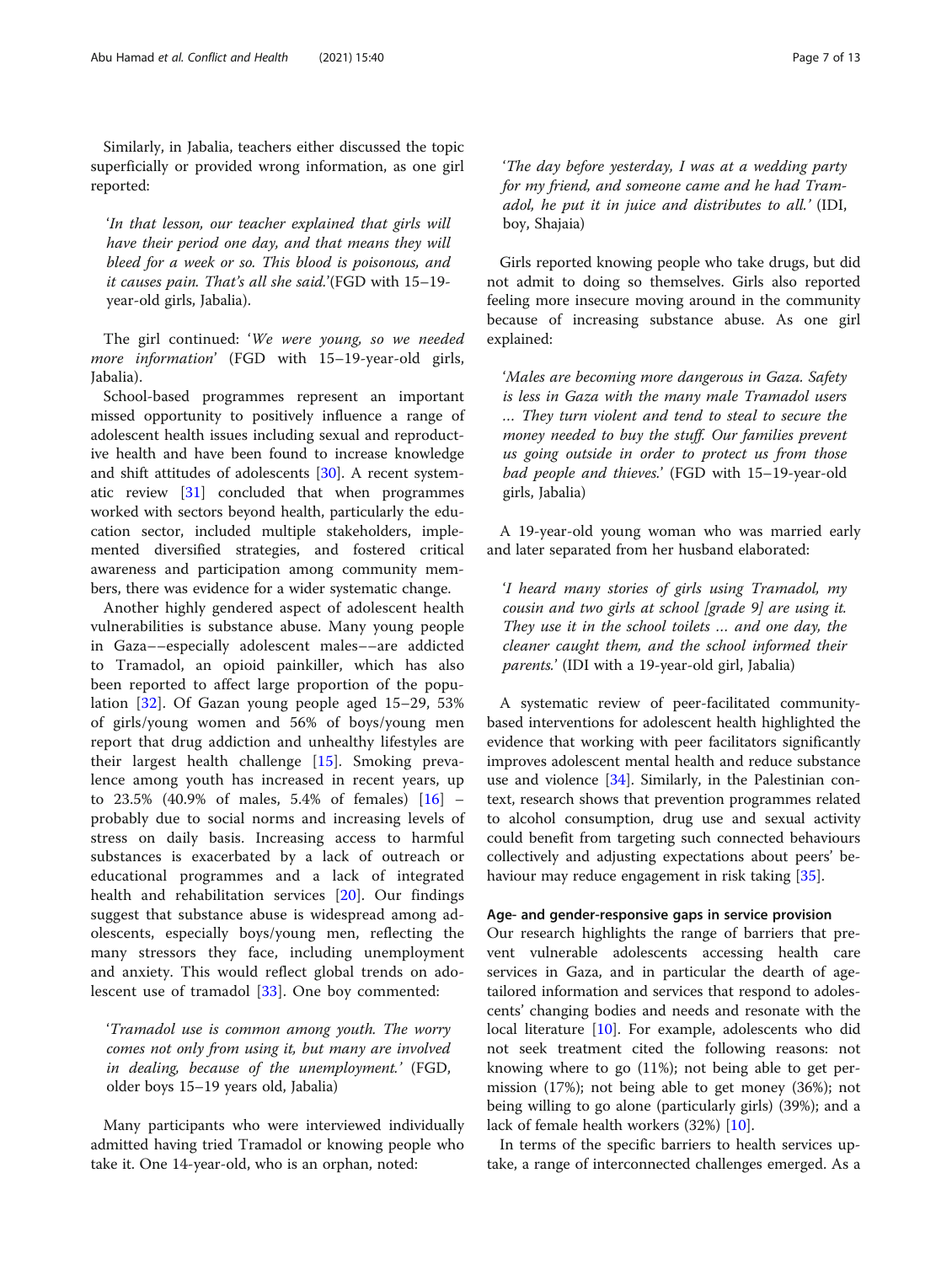Similarly, in Jabalia, teachers either discussed the topic superficially or provided wrong information, as one girl reported:

> '*In that lesson, our teacher explained that girls will have their period one day, and that means they will bleed for a week or so. This blood is poisonous, and it causes pain. That's all she said.*'(FGD with 15–19-year-old girls, Jabalia).

The girl continued: '*We were young, so we needed more information*' (FGD with 15–19-year-old girls, Jabalia).

School-based programmes represent an important missed opportunity to positively influence a range of adolescent health issues including sexual and reproductive health and have been found to increase knowledge and shift attitudes of adolescents [30]. A recent systematic review [31] concluded that when programmes worked with sectors beyond health, particularly the education sector, included multiple stakeholders, implemented diversified strategies, and fostered critical awareness and participation among community members, there was evidence for a wider systematic change.

Another highly gendered aspect of adolescent health vulnerabilities is substance abuse. Many young people in Gaza––especially adolescent males––are addicted to Tramadol, an opioid painkiller, which has also been reported to affect large proportion of the population [32]. Of Gazan young people aged 15–29, 53% of girls/young women and 56% of boys/young men report that drug addiction and unhealthy lifestyles are their largest health challenge [15]. Smoking prevalence among youth has increased in recent years, up to 23.5% (40.9% of males, 5.4% of females) [16] – probably due to social norms and increasing levels of stress on daily basis. Increasing access to harmful substances is exacerbated by a lack of outreach or educational programmes and a lack of integrated health and rehabilitation services [20]. Our findings suggest that substance abuse is widespread among adolescents, especially boys/young men, reflecting the many stressors they face, including unemployment and anxiety. This would reflect global trends on adolescent use of tramadol [33]. One boy commented:

> '*Tramadol use is common among youth. The worry comes not only from using it, but many are involved in dealing, because of the unemployment.*' (FGD, older boys 15–19 years old, Jabalia)

Many participants who were interviewed individually admitted having tried Tramadol or knowing people who take it. One 14-year-old, who is an orphan, noted:

> '*The day before yesterday, I was at a wedding party for my friend, and someone came and he had Tramadol, he put it in juice and distributes to all.*' (IDI, boy, Shajaia)

Girls reported knowing people who take drugs, but did not admit to doing so themselves. Girls also reported feeling more insecure moving around in the community because of increasing substance abuse. As one girl explained:

> '*Males are becoming more dangerous in Gaza. Safety is less in Gaza with the many male Tramadol users … They turn violent and tend to steal to secure the money needed to buy the stuff. Our families prevent us going outside in order to protect us from those bad people and thieves.*' (FGD with 15–19-year-old girls, Jabalia)

A 19-year-old young woman who was married early and later separated from her husband elaborated:

> '*I heard many stories of girls using Tramadol, my cousin and two girls at school [grade 9] are using it. They use it in the school toilets … and one day, the cleaner caught them, and the school informed their parents.*' (IDI with a 19-year-old girl, Jabalia)

A systematic review of peer-facilitated community-based interventions for adolescent health highlighted the evidence that working with peer facilitators significantly improves adolescent mental health and reduce substance use and violence [34]. Similarly, in the Palestinian context, research shows that prevention programmes related to alcohol consumption, drug use and sexual activity could benefit from targeting such connected behaviours collectively and adjusting expectations about peers' behaviour may reduce engagement in risk taking [35].

#### Age- and gender-responsive gaps in service provision

Our research highlights the range of barriers that prevent vulnerable adolescents accessing health care services in Gaza, and in particular the dearth of age-tailored information and services that respond to adolescents' changing bodies and needs and resonate with the local literature [10]. For example, adolescents who did not seek treatment cited the following reasons: not knowing where to go (11%); not being able to get permission (17%); not being able to get money (36%); not being willing to go alone (particularly girls) (39%); and a lack of female health workers (32%) [10].

In terms of the specific barriers to health services uptake, a range of interconnected challenges emerged. As a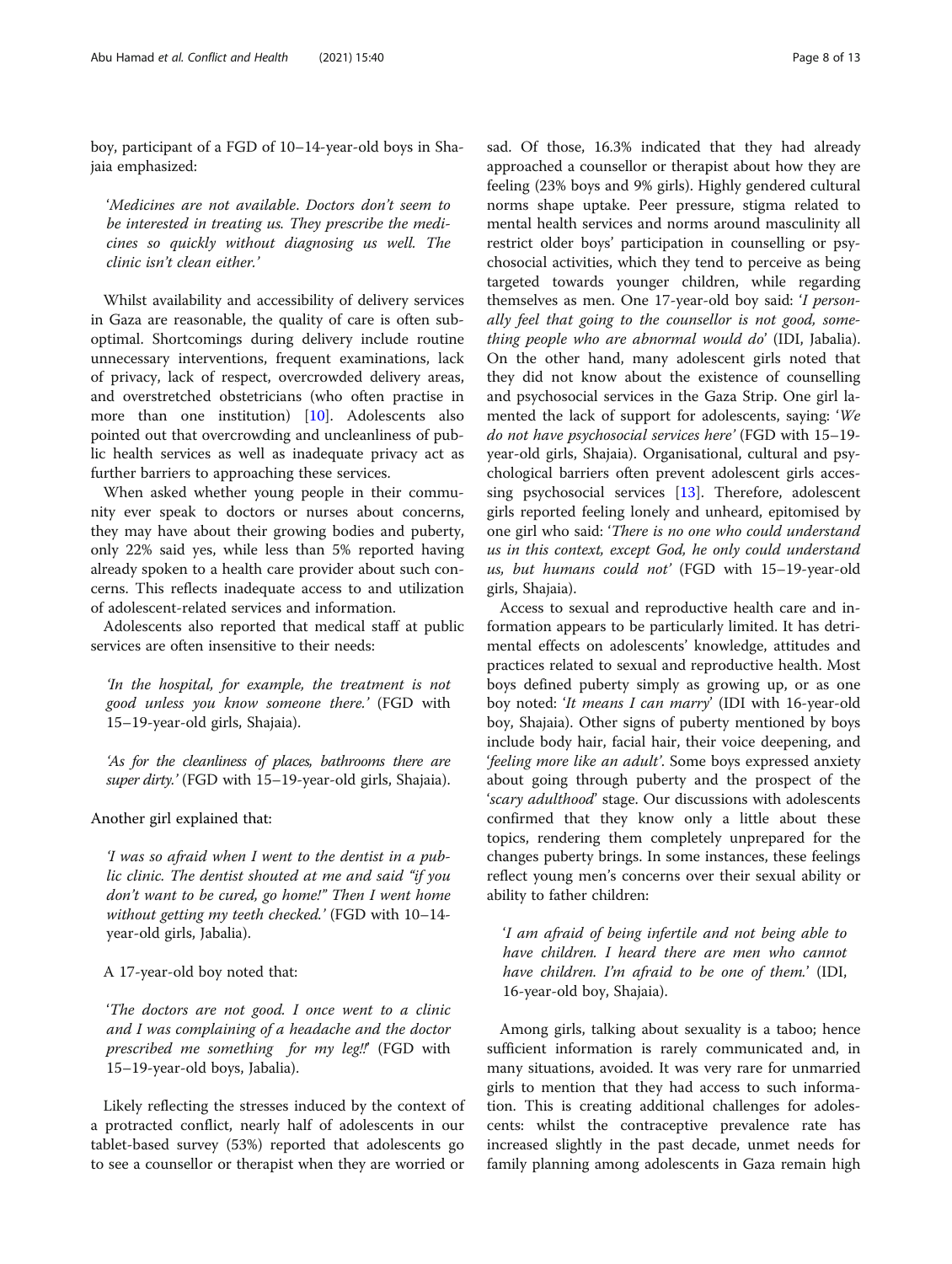boy, participant of a FGD of 10–14-year-old boys in Shajaia emphasized:

> '*Medicines are not available*. *Doctors don't seem to be interested in treating us. They prescribe the medicines so quickly without diagnosing us well. The clinic isn't clean either.*'

Whilst availability and accessibility of delivery services in Gaza are reasonable, the quality of care is often suboptimal. Shortcomings during delivery include routine unnecessary interventions, frequent examinations, lack of privacy, lack of respect, overcrowded delivery areas, and overstretched obstetricians (who often practise in more than one institution) [10]. Adolescents also pointed out that overcrowding and uncleanliness of public health services as well as inadequate privacy act as further barriers to approaching these services.

When asked whether young people in their community ever speak to doctors or nurses about concerns, they may have about their growing bodies and puberty, only 22% said yes, while less than 5% reported having already spoken to a health care provider about such concerns. This reflects inadequate access to and utilization of adolescent-related services and information.

Adolescents also reported that medical staff at public services are often insensitive to their needs:

> '*In the hospital, for example, the treatment is not good unless you know someone there.*' (FGD with 15–19-year-old girls, Shajaia).

> '*As for the cleanliness of places, bathrooms there are super dirty.*' (FGD with 15–19-year-old girls, Shajaia).

Another girl explained that:

> '*I was so afraid when I went to the dentist in a public clinic. The dentist shouted at me and said "if you don't want to be cured, go home!" Then I went home without getting my teeth checked.*' (FGD with 10–14-year-old girls, Jabalia).

A 17-year-old boy noted that:

> '*The doctors are not good. I once went to a clinic and I was complaining of a headache and the doctor prescribed me something for my leg!!*' (FGD with 15–19-year-old boys, Jabalia).

Likely reflecting the stresses induced by the context of a protracted conflict, nearly half of adolescents in our tablet-based survey (53%) reported that adolescents go to see a counsellor or therapist when they are worried or sad. Of those, 16.3% indicated that they had already approached a counsellor or therapist about how they are feeling (23% boys and 9% girls). Highly gendered cultural norms shape uptake. Peer pressure, stigma related to mental health services and norms around masculinity all restrict older boys' participation in counselling or psychosocial activities, which they tend to perceive as being targeted towards younger children, while regarding themselves as men. One 17-year-old boy said: '*I personally feel that going to the counsellor is not good, something people who are abnormal would do*' (IDI, Jabalia). On the other hand, many adolescent girls noted that they did not know about the existence of counselling and psychosocial services in the Gaza Strip. One girl lamented the lack of support for adolescents, saying: '*We do not have psychosocial services here*' (FGD with 15–19-year-old girls, Shajaia). Organisational, cultural and psychological barriers often prevent adolescent girls accessing psychosocial services [13]. Therefore, adolescent girls reported feeling lonely and unheard, epitomised by one girl who said: '*There is no one who could understand us in this context, except God, he only could understand us, but humans could not*' (FGD with 15–19-year-old girls, Shajaia).

Access to sexual and reproductive health care and information appears to be particularly limited. It has detrimental effects on adolescents' knowledge, attitudes and practices related to sexual and reproductive health. Most boys defined puberty simply as growing up, or as one boy noted: '*It means I can marry*' (IDI with 16-year-old boy, Shajaia). Other signs of puberty mentioned by boys include body hair, facial hair, their voice deepening, and '*feeling more like an adult*'. Some boys expressed anxiety about going through puberty and the prospect of the '*scary adulthood*' stage. Our discussions with adolescents confirmed that they know only a little about these topics, rendering them completely unprepared for the changes puberty brings. In some instances, these feelings reflect young men's concerns over their sexual ability or ability to father children:

> '*I am afraid of being infertile and not being able to have children. I heard there are men who cannot have children. I'm afraid to be one of them.*' (IDI, 16-year-old boy, Shajaia).

Among girls, talking about sexuality is a taboo; hence sufficient information is rarely communicated and, in many situations, avoided. It was very rare for unmarried girls to mention that they had access to such information. This is creating additional challenges for adolescents: whilst the contraceptive prevalence rate has increased slightly in the past decade, unmet needs for family planning among adolescents in Gaza remain high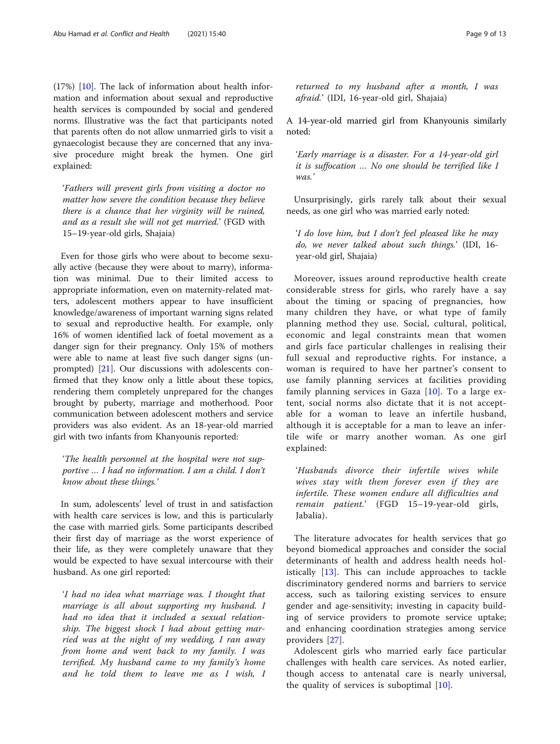(17%) [10]. The lack of information about health information and information about sexual and reproductive health services is compounded by social and gendered norms. Illustrative was the fact that participants noted that parents often do not allow unmarried girls to visit a gynaecologist because they are concerned that any invasive procedure might break the hymen. One girl explained:

> *'Fathers will prevent girls from visiting a doctor no matter how severe the condition because they believe there is a chance that her virginity will be ruined, and as a result she will not get married.'* (FGD with 15–19-year-old girls, Shajaia)

Even for those girls who were about to become sexually active (because they were about to marry), information was minimal. Due to their limited access to appropriate information, even on maternity-related matters, adolescent mothers appear to have insufficient knowledge/awareness of important warning signs related to sexual and reproductive health. For example, only 16% of women identified lack of foetal movement as a danger sign for their pregnancy. Only 15% of mothers were able to name at least five such danger signs (unprompted) [21]. Our discussions with adolescents confirmed that they know only a little about these topics, rendering them completely unprepared for the changes brought by puberty, marriage and motherhood. Poor communication between adolescent mothers and service providers was also evident. As an 18-year-old married girl with two infants from Khanyounis reported:

> *'The health personnel at the hospital were not supportive … I had no information. I am a child. I don't know about these things.'*

In sum, adolescents' level of trust in and satisfaction with health care services is low, and this is particularly the case with married girls. Some participants described their first day of marriage as the worst experience of their life, as they were completely unaware that they would be expected to have sexual intercourse with their husband. As one girl reported:

> *'I had no idea what marriage was. I thought that marriage is all about supporting my husband. I had no idea that it included a sexual relationship. The biggest shock I had about getting married was at the night of my wedding, I ran away from home and went back to my family. I was terrified. My husband came to my family's home and he told them to leave me as I wish, I returned to my husband after a month, I was afraid.'* (IDI, 16-year-old girl, Shajaia)

A 14-year-old married girl from Khanyounis similarly noted:

> *'Early marriage is a disaster. For a 14-year-old girl it is suffocation … No one should be terrified like I was.'*

Unsurprisingly, girls rarely talk about their sexual needs, as one girl who was married early noted:

> *'I do love him, but I don't feel pleased like he may do, we never talked about such things.'* (IDI, 16-year-old girl, Shajaia)

Moreover, issues around reproductive health create considerable stress for girls, who rarely have a say about the timing or spacing of pregnancies, how many children they have, or what type of family planning method they use. Social, cultural, political, economic and legal constraints mean that women and girls face particular challenges in realising their full sexual and reproductive rights. For instance, a woman is required to have her partner's consent to use family planning services at facilities providing family planning services in Gaza [10]. To a large extent, social norms also dictate that it is not acceptable for a woman to leave an infertile husband, although it is acceptable for a man to leave an infertile wife or marry another woman. As one girl explained:

> *'Husbands divorce their infertile wives while wives stay with them forever even if they are infertile. These women endure all difficulties and remain patient.'* (FGD 15–19-year-old girls, Jabalia).

The literature advocates for health services that go beyond biomedical approaches and consider the social determinants of health and address health needs holistically [13]. This can include approaches to tackle discriminatory gendered norms and barriers to service access, such as tailoring existing services to ensure gender and age-sensitivity; investing in capacity building of service providers to promote service uptake; and enhancing coordination strategies among service providers [27].

Adolescent girls who married early face particular challenges with health care services. As noted earlier, though access to antenatal care is nearly universal, the quality of services is suboptimal [10].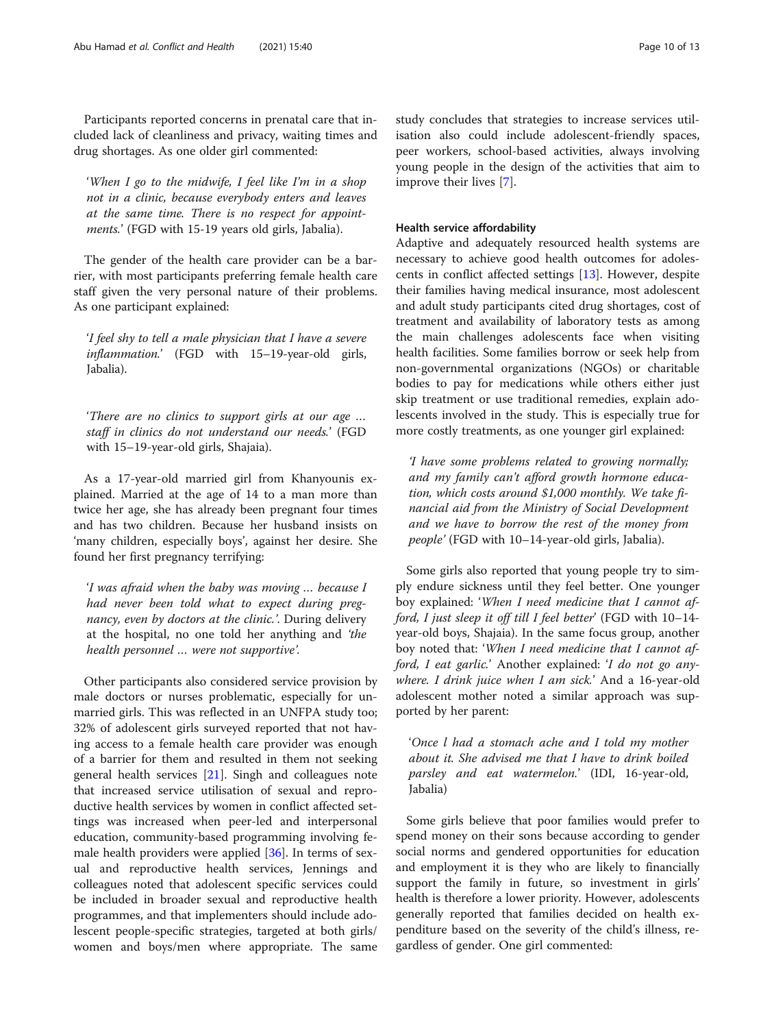Participants reported concerns in prenatal care that included lack of cleanliness and privacy, waiting times and drug shortages. As one older girl commented:

> '*When I go to the midwife, I feel like I'm in a shop not in a clinic, because everybody enters and leaves at the same time. There is no respect for appointments.*' (FGD with 15-19 years old girls, Jabalia).

The gender of the health care provider can be a barrier, with most participants preferring female health care staff given the very personal nature of their problems. As one participant explained:

> '*I feel shy to tell a male physician that I have a severe inflammation.*' (FGD with 15–19-year-old girls, Jabalia).

> '*There are no clinics to support girls at our age … staff in clinics do not understand our needs.*' (FGD with 15–19-year-old girls, Shajaia).

As a 17-year-old married girl from Khanyounis explained. Married at the age of 14 to a man more than twice her age, she has already been pregnant four times and has two children. Because her husband insists on 'many children, especially boys', against her desire. She found her first pregnancy terrifying:

> '*I was afraid when the baby was moving … because I had never been told what to expect during pregnancy, even by doctors at the clinic.*'. During delivery at the hospital, no one told her anything and *'the health personnel … were not supportive'*.

Other participants also considered service provision by male doctors or nurses problematic, especially for unmarried girls. This was reflected in an UNFPA study too; 32% of adolescent girls surveyed reported that not having access to a female health care provider was enough of a barrier for them and resulted in them not seeking general health services [21]. Singh and colleagues note that increased service utilisation of sexual and reproductive health services by women in conflict affected settings was increased when peer-led and interpersonal education, community-based programming involving female health providers were applied [36]. In terms of sexual and reproductive health services, Jennings and colleagues noted that adolescent specific services could be included in broader sexual and reproductive health programmes, and that implementers should include adolescent people-specific strategies, targeted at both girls/women and boys/men where appropriate. The same study concludes that strategies to increase services utilisation also could include adolescent-friendly spaces, peer workers, school-based activities, always involving young people in the design of the activities that aim to improve their lives [7].

#### Health service affordability

Adaptive and adequately resourced health systems are necessary to achieve good health outcomes for adolescents in conflict affected settings [13]. However, despite their families having medical insurance, most adolescent and adult study participants cited drug shortages, cost of treatment and availability of laboratory tests as among the main challenges adolescents face when visiting health facilities. Some families borrow or seek help from non-governmental organizations (NGOs) or charitable bodies to pay for medications while others either just skip treatment or use traditional remedies, explain adolescents involved in the study. This is especially true for more costly treatments, as one younger girl explained:

> *'I have some problems related to growing normally; and my family can't afford growth hormone education, which costs around $1,000 monthly. We take financial aid from the Ministry of Social Development and we have to borrow the rest of the money from people'* (FGD with 10–14-year-old girls, Jabalia).

Some girls also reported that young people try to simply endure sickness until they feel better. One younger boy explained: '*When I need medicine that I cannot afford, I just sleep it off till I feel better*' (FGD with 10–14-year-old boys, Shajaia). In the same focus group, another boy noted that: '*When I need medicine that I cannot afford, I eat garlic.*' Another explained: '*I do not go anywhere. I drink juice when I am sick.*' And a 16-year-old adolescent mother noted a similar approach was supported by her parent:

> '*Once l had a stomach ache and I told my mother about it. She advised me that I have to drink boiled parsley and eat watermelon.*' (IDI, 16-year-old, Jabalia)

Some girls believe that poor families would prefer to spend money on their sons because according to gender social norms and gendered opportunities for education and employment it is they who are likely to financially support the family in future, so investment in girls' health is therefore a lower priority. However, adolescents generally reported that families decided on health expenditure based on the severity of the child's illness, regardless of gender. One girl commented: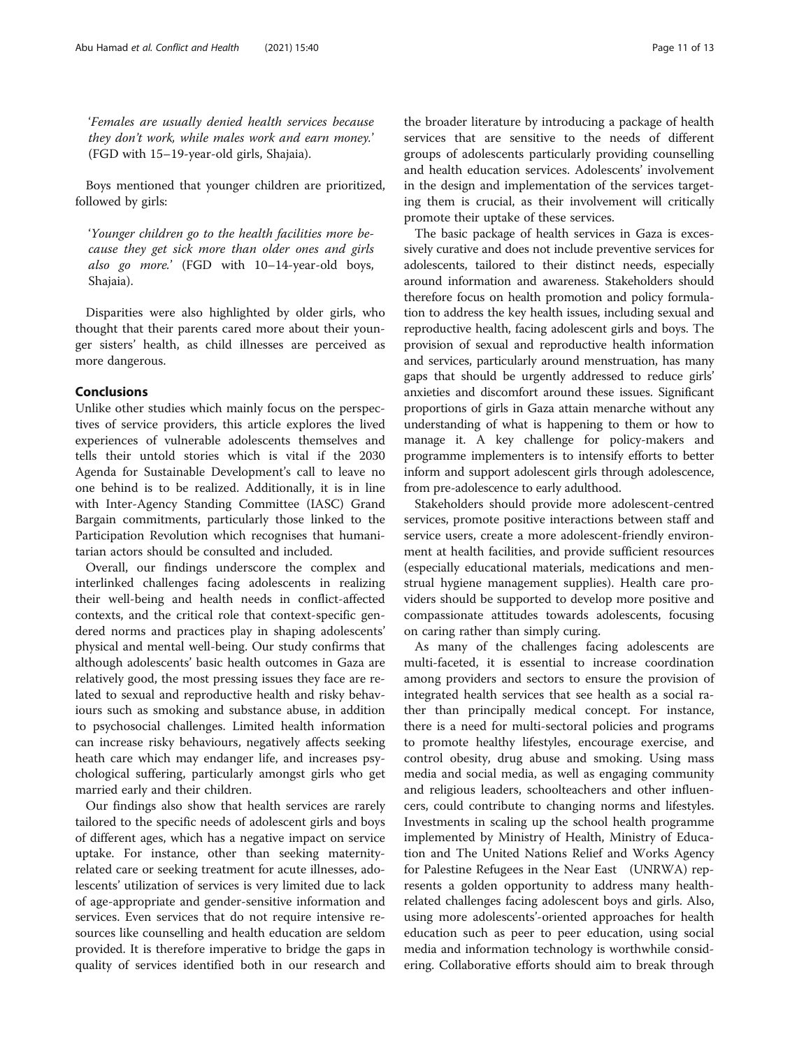'*Females are usually denied health services because they don't work, while males work and earn money.*' (FGD with 15–19-year-old girls, Shajaia).

Boys mentioned that younger children are prioritized, followed by girls:

'*Younger children go to the health facilities more because they get sick more than older ones and girls also go more.*' (FGD with 10–14-year-old boys, Shajaia).

Disparities were also highlighted by older girls, who thought that their parents cared more about their younger sisters' health, as child illnesses are perceived as more dangerous.

## Conclusions

Unlike other studies which mainly focus on the perspectives of service providers, this article explores the lived experiences of vulnerable adolescents themselves and tells their untold stories which is vital if the 2030 Agenda for Sustainable Development's call to leave no one behind is to be realized. Additionally, it is in line with Inter-Agency Standing Committee (IASC) Grand Bargain commitments, particularly those linked to the Participation Revolution which recognises that humanitarian actors should be consulted and included.

Overall, our findings underscore the complex and interlinked challenges facing adolescents in realizing their well-being and health needs in conflict-affected contexts, and the critical role that context-specific gendered norms and practices play in shaping adolescents' physical and mental well-being. Our study confirms that although adolescents' basic health outcomes in Gaza are relatively good, the most pressing issues they face are related to sexual and reproductive health and risky behaviours such as smoking and substance abuse, in addition to psychosocial challenges. Limited health information can increase risky behaviours, negatively affects seeking heath care which may endanger life, and increases psychological suffering, particularly amongst girls who get married early and their children.

Our findings also show that health services are rarely tailored to the specific needs of adolescent girls and boys of different ages, which has a negative impact on service uptake. For instance, other than seeking maternity-related care or seeking treatment for acute illnesses, adolescents' utilization of services is very limited due to lack of age-appropriate and gender-sensitive information and services. Even services that do not require intensive resources like counselling and health education are seldom provided. It is therefore imperative to bridge the gaps in quality of services identified both in our research and the broader literature by introducing a package of health services that are sensitive to the needs of different groups of adolescents particularly providing counselling and health education services. Adolescents' involvement in the design and implementation of the services targeting them is crucial, as their involvement will critically promote their uptake of these services.

The basic package of health services in Gaza is excessively curative and does not include preventive services for adolescents, tailored to their distinct needs, especially around information and awareness. Stakeholders should therefore focus on health promotion and policy formulation to address the key health issues, including sexual and reproductive health, facing adolescent girls and boys. The provision of sexual and reproductive health information and services, particularly around menstruation, has many gaps that should be urgently addressed to reduce girls' anxieties and discomfort around these issues. Significant proportions of girls in Gaza attain menarche without any understanding of what is happening to them or how to manage it. A key challenge for policy-makers and programme implementers is to intensify efforts to better inform and support adolescent girls through adolescence, from pre-adolescence to early adulthood.

Stakeholders should provide more adolescent-centred services, promote positive interactions between staff and service users, create a more adolescent-friendly environment at health facilities, and provide sufficient resources (especially educational materials, medications and menstrual hygiene management supplies). Health care providers should be supported to develop more positive and compassionate attitudes towards adolescents, focusing on caring rather than simply curing.

As many of the challenges facing adolescents are multi-faceted, it is essential to increase coordination among providers and sectors to ensure the provision of integrated health services that see health as a social rather than principally medical concept. For instance, there is a need for multi-sectoral policies and programs to promote healthy lifestyles, encourage exercise, and control obesity, drug abuse and smoking. Using mass media and social media, as well as engaging community and religious leaders, schoolteachers and other influencers, could contribute to changing norms and lifestyles. Investments in scaling up the school health programme implemented by Ministry of Health, Ministry of Education and The United Nations Relief and Works Agency for Palestine Refugees in the Near East (UNRWA) represents a golden opportunity to address many health-related challenges facing adolescent boys and girls. Also, using more adolescents'-oriented approaches for health education such as peer to peer education, using social media and information technology is worthwhile considering. Collaborative efforts should aim to break through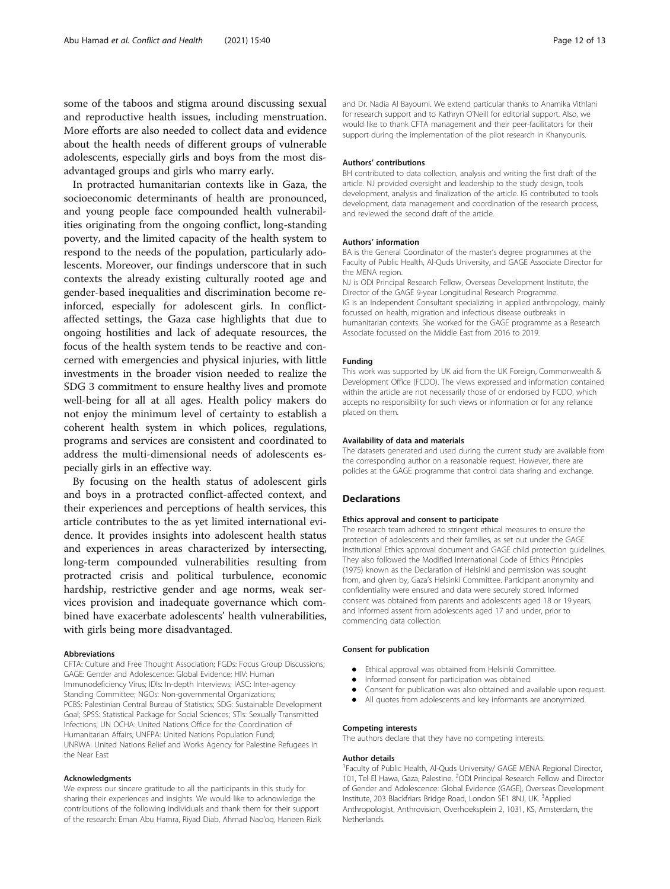some of the taboos and stigma around discussing sexual and reproductive health issues, including menstruation. More efforts are also needed to collect data and evidence about the health needs of different groups of vulnerable adolescents, especially girls and boys from the most disadvantaged groups and girls who marry early.

In protracted humanitarian contexts like in Gaza, the socioeconomic determinants of health are pronounced, and young people face compounded health vulnerabilities originating from the ongoing conflict, long-standing poverty, and the limited capacity of the health system to respond to the needs of the population, particularly adolescents. Moreover, our findings underscore that in such contexts the already existing culturally rooted age and gender-based inequalities and discrimination become reinforced, especially for adolescent girls. In conflict-affected settings, the Gaza case highlights that due to ongoing hostilities and lack of adequate resources, the focus of the health system tends to be reactive and concerned with emergencies and physical injuries, with little investments in the broader vision needed to realize the SDG 3 commitment to ensure healthy lives and promote well-being for all at all ages. Health policy makers do not enjoy the minimum level of certainty to establish a coherent health system in which polices, regulations, programs and services are consistent and coordinated to address the multi-dimensional needs of adolescents especially girls in an effective way.

By focusing on the health status of adolescent girls and boys in a protracted conflict-affected context, and their experiences and perceptions of health services, this article contributes to the as yet limited international evidence. It provides insights into adolescent health status and experiences in areas characterized by intersecting, long-term compounded vulnerabilities resulting from protracted crisis and political turbulence, economic hardship, restrictive gender and age norms, weak services provision and inadequate governance which combined have exacerbate adolescents' health vulnerabilities, with girls being more disadvantaged.

#### Abbreviations

CFTA: Culture and Free Thought Association; FGDs: Focus Group Discussions; GAGE: Gender and Adolescence: Global Evidence; HIV: Human Immunodeficiency Virus; IDIs: In-depth Interviews; IASC: Inter-agency Standing Committee; NGOs: Non-governmental Organizations; PCBS: Palestinian Central Bureau of Statistics; SDG: Sustainable Development Goal; SPSS: Statistical Package for Social Sciences; STIs: Sexually Transmitted Infections; UN OCHA: United Nations Office for the Coordination of Humanitarian Affairs; UNFPA: United Nations Population Fund; UNRWA: United Nations Relief and Works Agency for Palestine Refugees in the Near East

#### Acknowledgments

We express our sincere gratitude to all the participants in this study for sharing their experiences and insights. We would like to acknowledge the contributions of the following individuals and thank them for their support of the research: Eman Abu Hamra, Riyad Diab, Ahmad Nao'oq, Haneen Rizik and Dr. Nadia Al Bayoumi. We extend particular thanks to Anamika Vithlani for research support and to Kathryn O'Neill for editorial support. Also, we would like to thank CFTA management and their peer-facilitators for their support during the implementation of the pilot research in Khanyounis.

#### Authors' contributions

BH contributed to data collection, analysis and writing the first draft of the article. NJ provided oversight and leadership to the study design, tools development, analysis and finalization of the article. IG contributed to tools development, data management and coordination of the research process, and reviewed the second draft of the article.

#### Authors' information

BA is the General Coordinator of the master's degree programmes at the Faculty of Public Health, Al-Quds University, and GAGE Associate Director for the MENA region.
NJ is ODI Principal Research Fellow, Overseas Development Institute, the Director of the GAGE 9-year Longitudinal Research Programme.
IG is an Independent Consultant specializing in applied anthropology, mainly focussed on health, migration and infectious disease outbreaks in humanitarian contexts. She worked for the GAGE programme as a Research Associate focussed on the Middle East from 2016 to 2019.

#### Funding

This work was supported by UK aid from the UK Foreign, Commonwealth & Development Office (FCDO). The views expressed and information contained within the article are not necessarily those of or endorsed by FCDO, which accepts no responsibility for such views or information or for any reliance placed on them.

#### Availability of data and materials

The datasets generated and used during the current study are available from the corresponding author on a reasonable request. However, there are policies at the GAGE programme that control data sharing and exchange.

## Declarations

#### Ethics approval and consent to participate

The research team adhered to stringent ethical measures to ensure the protection of adolescents and their families, as set out under the GAGE Institutional Ethics approval document and GAGE child protection guidelines. They also followed the Modified International Code of Ethics Principles (1975) known as the Declaration of Helsinki and permission was sought from, and given by, Gaza's Helsinki Committee. Participant anonymity and confidentiality were ensured and data were securely stored. Informed consent was obtained from parents and adolescents aged 18 or 19 years, and informed assent from adolescents aged 17 and under, prior to commencing data collection.

#### Consent for publication

- Ethical approval was obtained from Helsinki Committee.
- Informed consent for participation was obtained.
- Consent for publication was also obtained and available upon request.
- All quotes from adolescents and key informants are anonymized.

#### Competing interests

The authors declare that they have no competing interests.

#### Author details

[1]Faculty of Public Health, Al-Quds University/ GAGE MENA Regional Director, 101, Tel El Hawa, Gaza, Palestine. [2]ODI Principal Research Fellow and Director of Gender and Adolescence: Global Evidence (GAGE), Overseas Development Institute, 203 Blackfriars Bridge Road, London SE1 8NJ, UK. [3]Applied Anthropologist, Anthrovision, Overhoeksplein 2, 1031, KS, Amsterdam, the Netherlands.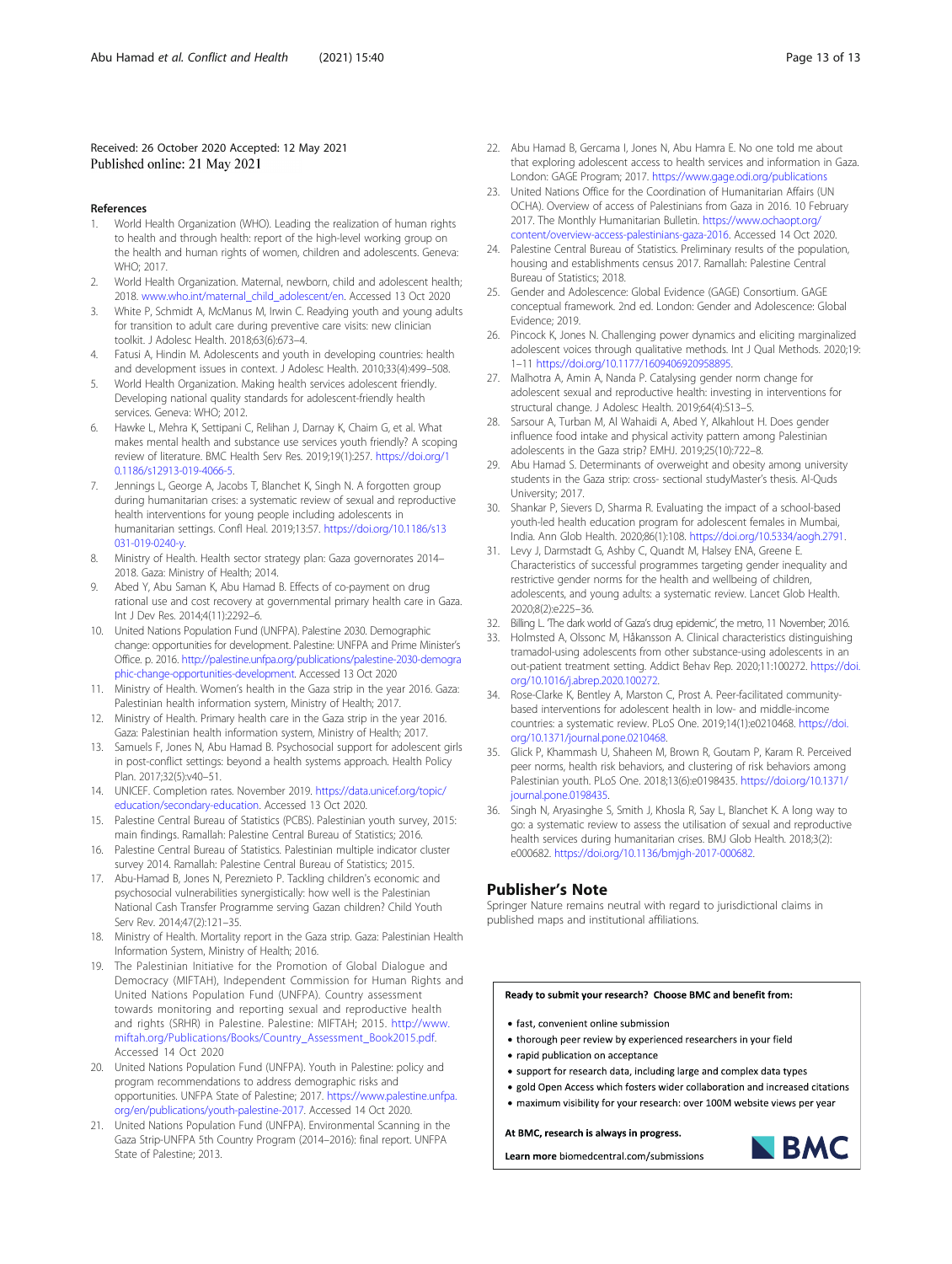Received: 26 October 2020 Accepted: 12 May 2021
Published online: 21 May 2021

## References

1. World Health Organization (WHO). Leading the realization of human rights to health and through health: report of the high-level working group on the health and human rights of women, children and adolescents. Geneva: WHO; 2017.
2. World Health Organization. Maternal, newborn, child and adolescent health; 2018. www.who.int/maternal_child_adolescent/en. Accessed 13 Oct 2020
3. White P, Schmidt A, McManus M, Irwin C. Readying youth and young adults for transition to adult care during preventive care visits: new clinician toolkit. J Adolesc Health. 2018;63(6):673–4.
4. Fatusi A, Hindin M. Adolescents and youth in developing countries: health and development issues in context. J Adolesc Health. 2010;33(4):499–508.
5. World Health Organization. Making health services adolescent friendly. Developing national quality standards for adolescent-friendly health services. Geneva: WHO; 2012.
6. Hawke L, Mehra K, Settipani C, Relihan J, Darnay K, Chaim G, et al. What makes mental health and substance use services youth friendly? A scoping review of literature. BMC Health Serv Res. 2019;19(1):257. https://doi.org/10.1186/s12913-019-4066-5.
7. Jennings L, George A, Jacobs T, Blanchet K, Singh N. A forgotten group during humanitarian crises: a systematic review of sexual and reproductive health interventions for young people including adolescents in humanitarian settings. Confl Heal. 2019;13:57. https://doi.org/10.1186/s13031-019-0240-y.
8. Ministry of Health. Health sector strategy plan: Gaza governorates 2014–2018. Gaza: Ministry of Health; 2014.
9. Abed Y, Abu Saman K, Abu Hamad B. Effects of co-payment on drug rational use and cost recovery at governmental primary health care in Gaza. Int J Dev Res. 2014;4(11):2292–6.
10. United Nations Population Fund (UNFPA). Palestine 2030. Demographic change: opportunities for development. Palestine: UNFPA and Prime Minister's Office. p. 2016. http://palestine.unfpa.org/publications/palestine-2030-demographic-change-opportunities-development. Accessed 13 Oct 2020
11. Ministry of Health. Women's health in the Gaza strip in the year 2016. Gaza: Palestinian health information system, Ministry of Health; 2017.
12. Ministry of Health. Primary health care in the Gaza strip in the year 2016. Gaza: Palestinian health information system, Ministry of Health; 2017.
13. Samuels F, Jones N, Abu Hamad B. Psychosocial support for adolescent girls in post-conflict settings: beyond a health systems approach. Health Policy Plan. 2017;32(5):v40–51.
14. UNICEF. Completion rates. November 2019. https://data.unicef.org/topic/education/secondary-education. Accessed 13 Oct 2020.
15. Palestine Central Bureau of Statistics (PCBS). Palestinian youth survey, 2015: main findings. Ramallah: Palestine Central Bureau of Statistics; 2016.
16. Palestine Central Bureau of Statistics. Palestinian multiple indicator cluster survey 2014. Ramallah: Palestine Central Bureau of Statistics; 2015.
17. Abu-Hamad B, Jones N, Pereznieto P. Tackling children's economic and psychosocial vulnerabilities synergistically: how well is the Palestinian National Cash Transfer Programme serving Gazan children? Child Youth Serv Rev. 2014;47(2):121–35.
18. Ministry of Health. Mortality report in the Gaza strip. Gaza: Palestinian Health Information System, Ministry of Health; 2016.
19. The Palestinian Initiative for the Promotion of Global Dialogue and Democracy (MIFTAH), Independent Commission for Human Rights and United Nations Population Fund (UNFPA). Country assessment towards monitoring and reporting sexual and reproductive health and rights (SRHR) in Palestine. Palestine: MIFTAH; 2015. http://www.miftah.org/Publications/Books/Country_Assessment_Book2015.pdf. Accessed 14 Oct 2020
20. United Nations Population Fund (UNFPA). Youth in Palestine: policy and program recommendations to address demographic risks and opportunities. UNFPA State of Palestine; 2017. https://www.palestine.unfpa.org/en/publications/youth-palestine-2017. Accessed 14 Oct 2020.
21. United Nations Population Fund (UNFPA). Environmental Scanning in the Gaza Strip-UNFPA 5th Country Program (2014–2016): final report. UNFPA State of Palestine; 2013.
22. Abu Hamad B, Gercama I, Jones N, Abu Hamra E. No one told me about that exploring adolescent access to health services and information in Gaza. London: GAGE Program; 2017. https://www.gage.odi.org/publications
23. United Nations Office for the Coordination of Humanitarian Affairs (UN OCHA). Overview of access of Palestinians from Gaza in 2016. 10 February 2017. The Monthly Humanitarian Bulletin. https://www.ochaopt.org/content/overview-access-palestinians-gaza-2016. Accessed 14 Oct 2020.
24. Palestine Central Bureau of Statistics. Preliminary results of the population, housing and establishments census 2017. Ramallah: Palestine Central Bureau of Statistics; 2018.
25. Gender and Adolescence: Global Evidence (GAGE) Consortium. GAGE conceptual framework. 2nd ed. London: Gender and Adolescence: Global Evidence; 2019.
26. Pincock K, Jones N. Challenging power dynamics and eliciting marginalized adolescent voices through qualitative methods. Int J Qual Methods. 2020;19:1–11 https://doi.org/10.1177/1609406920958895.
27. Malhotra A, Amin A, Nanda P. Catalysing gender norm change for adolescent sexual and reproductive health: investing in interventions for structural change. J Adolesc Health. 2019;64(4):S13–5.
28. Sarsour A, Turban M, Al Wahaidi A, Abed Y, Alkahlout H. Does gender influence food intake and physical activity pattern among Palestinian adolescents in the Gaza strip? EMHJ. 2019;25(10):722–8.
29. Abu Hamad S. Determinants of overweight and obesity among university students in the Gaza strip: cross- sectional studyMaster's thesis. Al-Quds University; 2017.
30. Shankar P, Sievers D, Sharma R. Evaluating the impact of a school-based youth-led health education program for adolescent females in Mumbai, India. Ann Glob Health. 2020;86(1):108. https://doi.org/10.5334/aogh.2791.
31. Levy J, Darmstadt G, Ashby C, Quandt M, Halsey ENA, Greene E. Characteristics of successful programmes targeting gender inequality and restrictive gender norms for the health and wellbeing of children, adolescents, and young adults: a systematic review. Lancet Glob Health. 2020;8(2):e225–36.
32. Billing L. 'The dark world of Gaza's drug epidemic', the metro, 11 November, 2016.
33. Holmsted A, Olssonc M, Håkansson A. Clinical characteristics distinguishing tramadol-using adolescents from other substance-using adolescents in an out-patient treatment setting. Addict Behav Rep. 2020;11:100272. https://doi.org/10.1016/j.abrep.2020.100272.
34. Rose-Clarke K, Bentley A, Marston C, Prost A. Peer-facilitated community-based interventions for adolescent health in low- and middle-income countries: a systematic review. PLoS One. 2019;14(1):e0210468. https://doi.org/10.1371/journal.pone.0210468.
35. Glick P, Khammash U, Shaheen M, Brown R, Goutam P, Karam R. Perceived peer norms, health risk behaviors, and clustering of risk behaviors among Palestinian youth. PLoS One. 2018;13(6):e0198435. https://doi.org/10.1371/journal.pone.0198435.
36. Singh N, Aryasinghe S, Smith J, Khosla R, Say L, Blanchet K. A long way to go: a systematic review to assess the utilisation of sexual and reproductive health services during humanitarian crises. BMJ Glob Health. 2018;3(2):e000682. https://doi.org/10.1136/bmjgh-2017-000682.

## Publisher's Note

Springer Nature remains neutral with regard to jurisdictional claims in published maps and institutional affiliations.

**Ready to submit your research? Choose BMC and benefit from:**

- fast, convenient online submission
- thorough peer review by experienced researchers in your field
- rapid publication on acceptance
- support for research data, including large and complex data types
- gold Open Access which fosters wider collaboration and increased citations
- maximum visibility for your research: over 100M website views per year

**At BMC, research is always in progress.**

**Learn more** biomedcentral.com/submissions

BMC